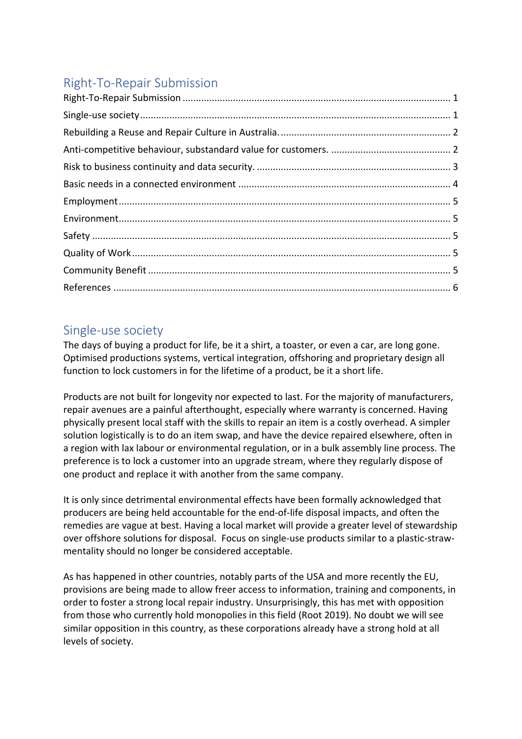# Right-To-Repair Submission

Right-To-Repair Submission ........................................ 1
Single-use society ........................................ 1
Rebuilding a Reuse and Repair Culture in Australia. ........................................ 2
Anti-competitive behaviour, substandard value for customers. ........................................ 2
Risk to business continuity and data security. ........................................ 3
Basic needs in a connected environment ........................................ 4
Employment ........................................ 5
Environment ........................................ 5
Safety ........................................ 5
Quality of Work ........................................ 5
Community Benefit ........................................ 5
References ........................................ 6

## Single-use society

The days of buying a product for life, be it a shirt, a toaster, or even a car, are long gone. Optimised productions systems, vertical integration, offshoring and proprietary design all function to lock customers in for the lifetime of a product, be it a short life.

Products are not built for longevity nor expected to last. For the majority of manufacturers, repair avenues are a painful afterthought, especially where warranty is concerned. Having physically present local staff with the skills to repair an item is a costly overhead. A simpler solution logistically is to do an item swap, and have the device repaired elsewhere, often in a region with lax labour or environmental regulation, or in a bulk assembly line process. The preference is to lock a customer into an upgrade stream, where they regularly dispose of one product and replace it with another from the same company.

It is only since detrimental environmental effects have been formally acknowledged that producers are being held accountable for the end-of-life disposal impacts, and often the remedies are vague at best. Having a local market will provide a greater level of stewardship over offshore solutions for disposal. Focus on single-use products similar to a plastic-straw-mentality should no longer be considered acceptable.

As has happened in other countries, notably parts of the USA and more recently the EU, provisions are being made to allow freer access to information, training and components, in order to foster a strong local repair industry. Unsurprisingly, this has met with opposition from those who currently hold monopolies in this field (Root 2019). No doubt we will see similar opposition in this country, as these corporations already have a strong hold at all levels of society.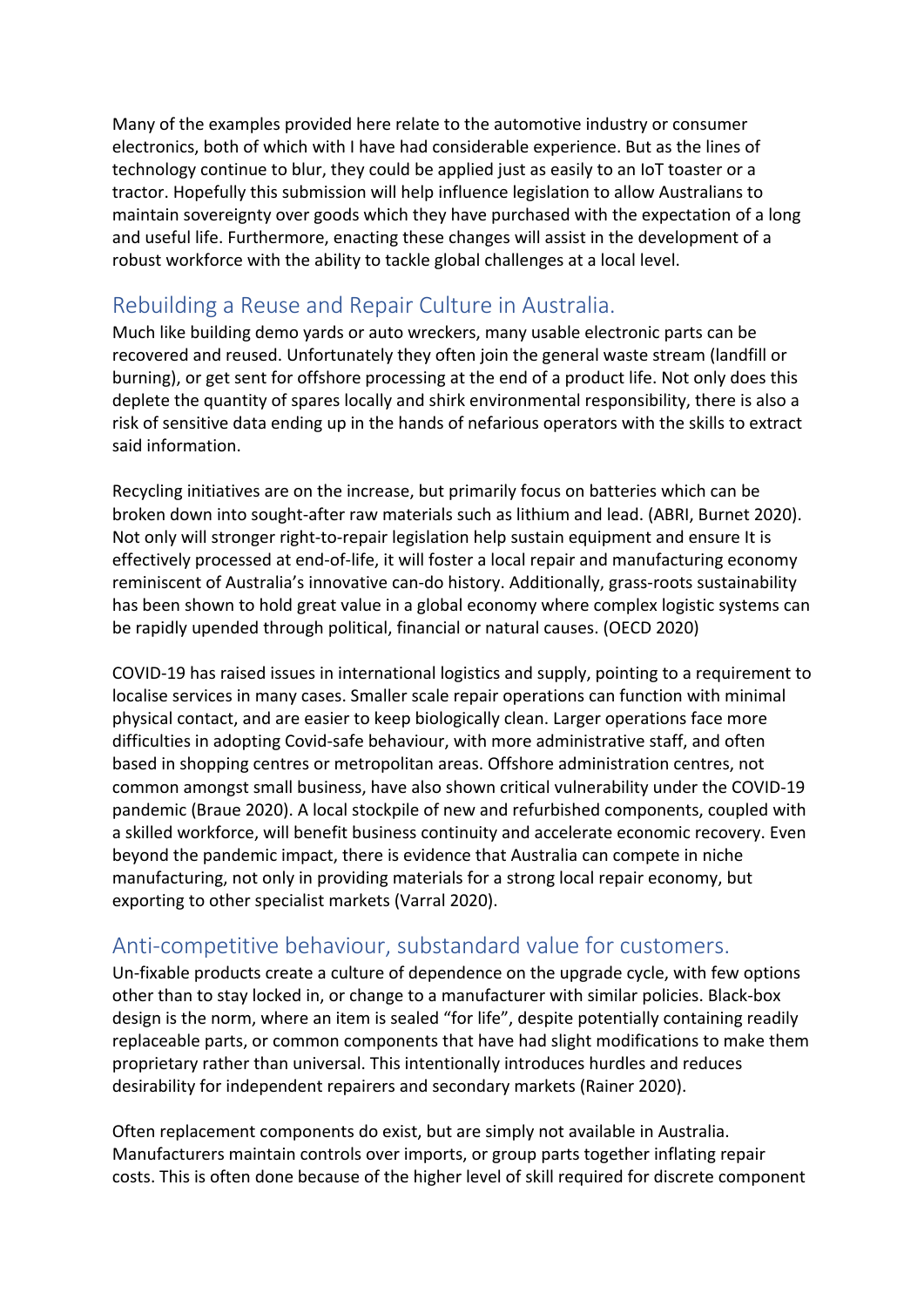Many of the examples provided here relate to the automotive industry or consumer electronics, both of which with I have had considerable experience. But as the lines of technology continue to blur, they could be applied just as easily to an IoT toaster or a tractor. Hopefully this submission will help influence legislation to allow Australians to maintain sovereignty over goods which they have purchased with the expectation of a long and useful life. Furthermore, enacting these changes will assist in the development of a robust workforce with the ability to tackle global challenges at a local level.

## Rebuilding a Reuse and Repair Culture in Australia.

Much like building demo yards or auto wreckers, many usable electronic parts can be recovered and reused. Unfortunately they often join the general waste stream (landfill or burning), or get sent for offshore processing at the end of a product life. Not only does this deplete the quantity of spares locally and shirk environmental responsibility, there is also a risk of sensitive data ending up in the hands of nefarious operators with the skills to extract said information.

Recycling initiatives are on the increase, but primarily focus on batteries which can be broken down into sought-after raw materials such as lithium and lead. (ABRI, Burnet 2020). Not only will stronger right-to-repair legislation help sustain equipment and ensure It is effectively processed at end-of-life, it will foster a local repair and manufacturing economy reminiscent of Australia's innovative can-do history. Additionally, grass-roots sustainability has been shown to hold great value in a global economy where complex logistic systems can be rapidly upended through political, financial or natural causes. (OECD 2020)

COVID-19 has raised issues in international logistics and supply, pointing to a requirement to localise services in many cases. Smaller scale repair operations can function with minimal physical contact, and are easier to keep biologically clean. Larger operations face more difficulties in adopting Covid-safe behaviour, with more administrative staff, and often based in shopping centres or metropolitan areas. Offshore administration centres, not common amongst small business, have also shown critical vulnerability under the COVID-19 pandemic (Braue 2020). A local stockpile of new and refurbished components, coupled with a skilled workforce, will benefit business continuity and accelerate economic recovery. Even beyond the pandemic impact, there is evidence that Australia can compete in niche manufacturing, not only in providing materials for a strong local repair economy, but exporting to other specialist markets (Varral 2020).

## Anti-competitive behaviour, substandard value for customers.

Un-fixable products create a culture of dependence on the upgrade cycle, with few options other than to stay locked in, or change to a manufacturer with similar policies. Black-box design is the norm, where an item is sealed "for life", despite potentially containing readily replaceable parts, or common components that have had slight modifications to make them proprietary rather than universal. This intentionally introduces hurdles and reduces desirability for independent repairers and secondary markets (Rainer 2020).

Often replacement components do exist, but are simply not available in Australia. Manufacturers maintain controls over imports, or group parts together inflating repair costs. This is often done because of the higher level of skill required for discrete component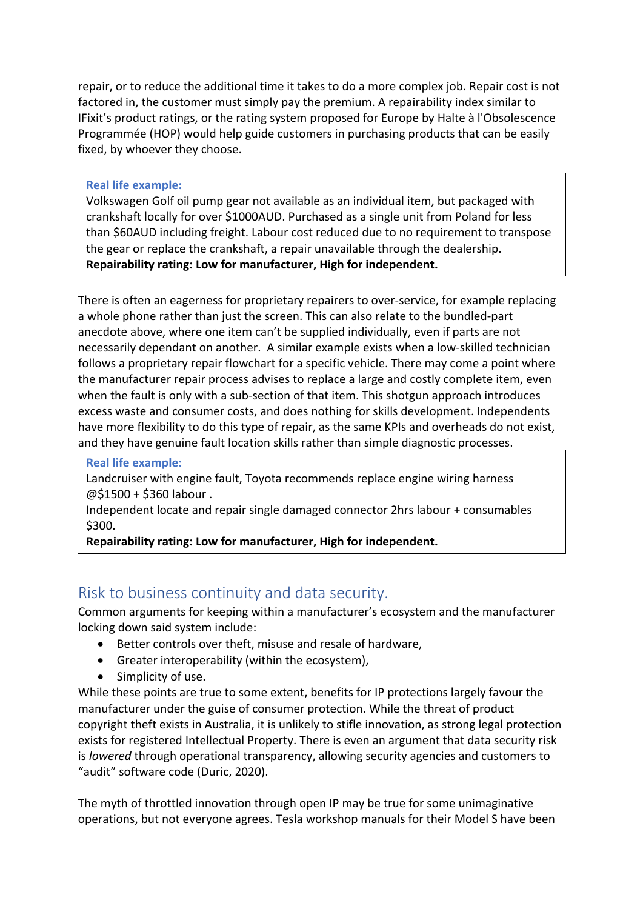repair, or to reduce the additional time it takes to do a more complex job. Repair cost is not factored in, the customer must simply pay the premium. A repairability index similar to IFixit's product ratings, or the rating system proposed for Europe by Halte à l'Obsolescence Programmée (HOP) would help guide customers in purchasing products that can be easily fixed, by whoever they choose.

> **Real life example:**
> Volkswagen Golf oil pump gear not available as an individual item, but packaged with crankshaft locally for over $1000AUD. Purchased as a single unit from Poland for less than $60AUD including freight. Labour cost reduced due to no requirement to transpose the gear or replace the crankshaft, a repair unavailable through the dealership.
> **Repairability rating: Low for manufacturer, High for independent.**

There is often an eagerness for proprietary repairers to over-service, for example replacing a whole phone rather than just the screen. This can also relate to the bundled-part anecdote above, where one item can't be supplied individually, even if parts are not necessarily dependant on another. A similar example exists when a low-skilled technician follows a proprietary repair flowchart for a specific vehicle. There may come a point where the manufacturer repair process advises to replace a large and costly complete item, even when the fault is only with a sub-section of that item. This shotgun approach introduces excess waste and consumer costs, and does nothing for skills development. Independents have more flexibility to do this type of repair, as the same KPIs and overheads do not exist, and they have genuine fault location skills rather than simple diagnostic processes.

> **Real life example:**
> Landcruiser with engine fault, Toyota recommends replace engine wiring harness @$1500 + $360 labour .
> Independent locate and repair single damaged connector 2hrs labour + consumables $300.
> **Repairability rating: Low for manufacturer, High for independent.**

## Risk to business continuity and data security.

Common arguments for keeping within a manufacturer's ecosystem and the manufacturer locking down said system include:

- Better controls over theft, misuse and resale of hardware,
- Greater interoperability (within the ecosystem),
- Simplicity of use.

While these points are true to some extent, benefits for IP protections largely favour the manufacturer under the guise of consumer protection. While the threat of product copyright theft exists in Australia, it is unlikely to stifle innovation, as strong legal protection exists for registered Intellectual Property. There is even an argument that data security risk is *lowered* through operational transparency, allowing security agencies and customers to "audit" software code (Duric, 2020).

The myth of throttled innovation through open IP may be true for some unimaginative operations, but not everyone agrees. Tesla workshop manuals for their Model S have been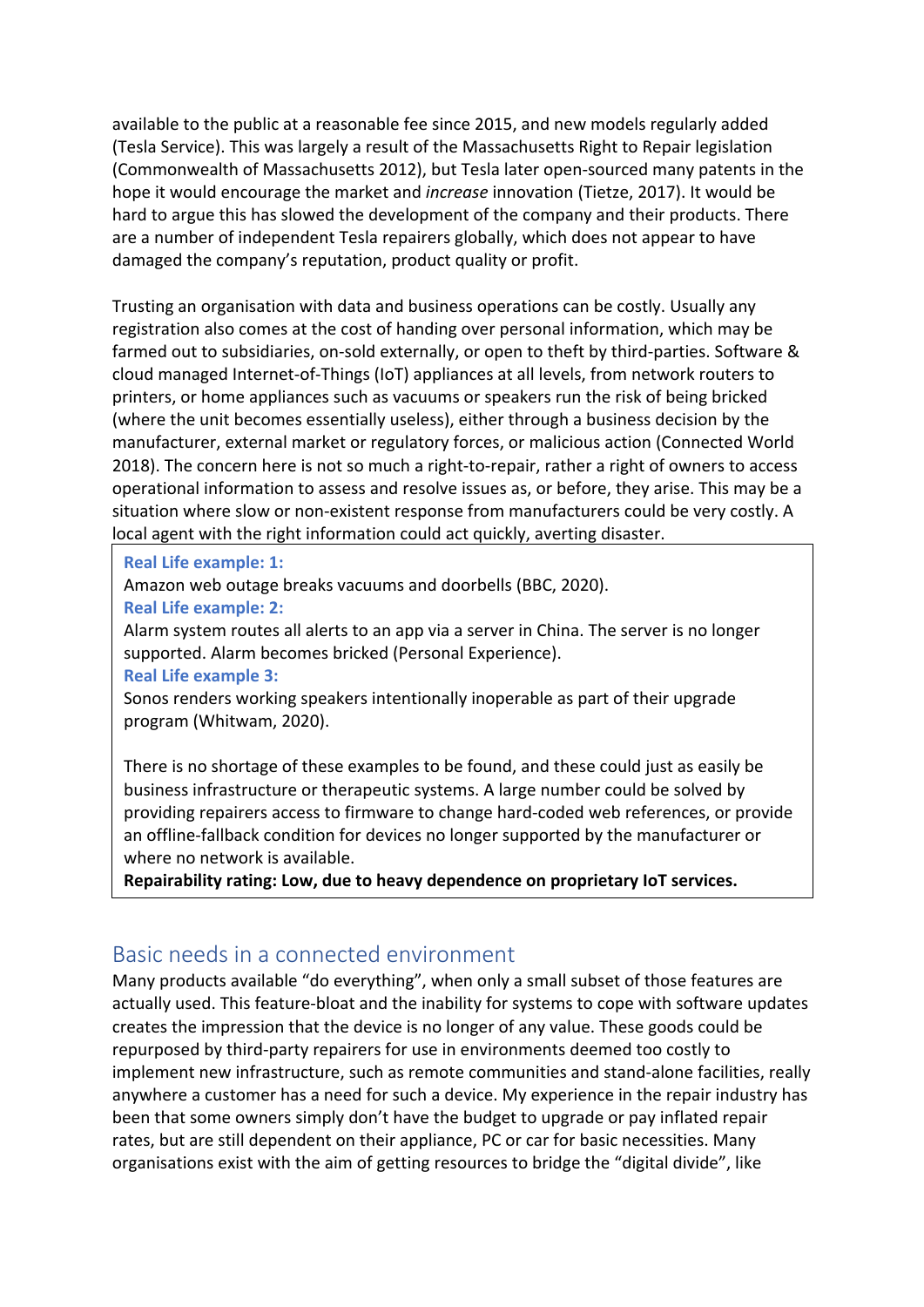available to the public at a reasonable fee since 2015, and new models regularly added (Tesla Service). This was largely a result of the Massachusetts Right to Repair legislation (Commonwealth of Massachusetts 2012), but Tesla later open-sourced many patents in the hope it would encourage the market and *increase* innovation (Tietze, 2017). It would be hard to argue this has slowed the development of the company and their products. There are a number of independent Tesla repairers globally, which does not appear to have damaged the company's reputation, product quality or profit.

Trusting an organisation with data and business operations can be costly. Usually any registration also comes at the cost of handing over personal information, which may be farmed out to subsidiaries, on-sold externally, or open to theft by third-parties. Software & cloud managed Internet-of-Things (IoT) appliances at all levels, from network routers to printers, or home appliances such as vacuums or speakers run the risk of being bricked (where the unit becomes essentially useless), either through a business decision by the manufacturer, external market or regulatory forces, or malicious action (Connected World 2018). The concern here is not so much a right-to-repair, rather a right of owners to access operational information to assess and resolve issues as, or before, they arise. This may be a situation where slow or non-existent response from manufacturers could be very costly. A local agent with the right information could act quickly, averting disaster.

**Real Life example: 1:**
Amazon web outage breaks vacuums and doorbells (BBC, 2020).
**Real Life example: 2:**
Alarm system routes all alerts to an app via a server in China. The server is no longer supported. Alarm becomes bricked (Personal Experience).
**Real Life example 3:**
Sonos renders working speakers intentionally inoperable as part of their upgrade program (Whitwam, 2020).

There is no shortage of these examples to be found, and these could just as easily be business infrastructure or therapeutic systems. A large number could be solved by providing repairers access to firmware to change hard-coded web references, or provide an offline-fallback condition for devices no longer supported by the manufacturer or where no network is available.
**Repairability rating: Low, due to heavy dependence on proprietary IoT services.**

## Basic needs in a connected environment

Many products available "do everything", when only a small subset of those features are actually used. This feature-bloat and the inability for systems to cope with software updates creates the impression that the device is no longer of any value. These goods could be repurposed by third-party repairers for use in environments deemed too costly to implement new infrastructure, such as remote communities and stand-alone facilities, really anywhere a customer has a need for such a device. My experience in the repair industry has been that some owners simply don't have the budget to upgrade or pay inflated repair rates, but are still dependent on their appliance, PC or car for basic necessities. Many organisations exist with the aim of getting resources to bridge the "digital divide", like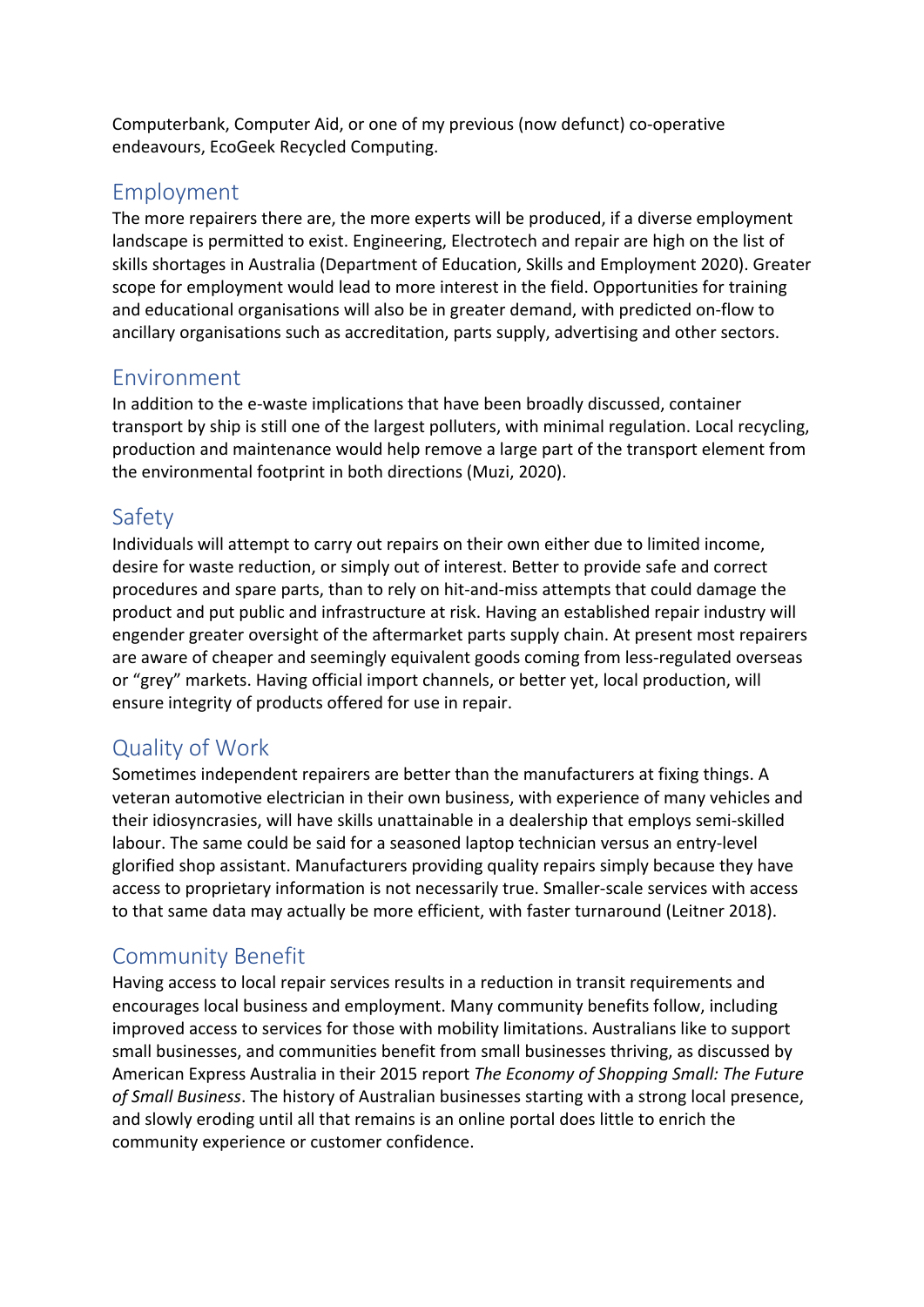Computerbank, Computer Aid, or one of my previous (now defunct) co-operative endeavours, EcoGeek Recycled Computing.

## Employment

The more repairers there are, the more experts will be produced, if a diverse employment landscape is permitted to exist. Engineering, Electrotech and repair are high on the list of skills shortages in Australia (Department of Education, Skills and Employment 2020). Greater scope for employment would lead to more interest in the field. Opportunities for training and educational organisations will also be in greater demand, with predicted on-flow to ancillary organisations such as accreditation, parts supply, advertising and other sectors.

## Environment

In addition to the e-waste implications that have been broadly discussed, container transport by ship is still one of the largest polluters, with minimal regulation. Local recycling, production and maintenance would help remove a large part of the transport element from the environmental footprint in both directions (Muzi, 2020).

## Safety

Individuals will attempt to carry out repairs on their own either due to limited income, desire for waste reduction, or simply out of interest. Better to provide safe and correct procedures and spare parts, than to rely on hit-and-miss attempts that could damage the product and put public and infrastructure at risk. Having an established repair industry will engender greater oversight of the aftermarket parts supply chain. At present most repairers are aware of cheaper and seemingly equivalent goods coming from less-regulated overseas or "grey" markets. Having official import channels, or better yet, local production, will ensure integrity of products offered for use in repair.

## Quality of Work

Sometimes independent repairers are better than the manufacturers at fixing things. A veteran automotive electrician in their own business, with experience of many vehicles and their idiosyncrasies, will have skills unattainable in a dealership that employs semi-skilled labour. The same could be said for a seasoned laptop technician versus an entry-level glorified shop assistant. Manufacturers providing quality repairs simply because they have access to proprietary information is not necessarily true. Smaller-scale services with access to that same data may actually be more efficient, with faster turnaround (Leitner 2018).

## Community Benefit

Having access to local repair services results in a reduction in transit requirements and encourages local business and employment. Many community benefits follow, including improved access to services for those with mobility limitations. Australians like to support small businesses, and communities benefit from small businesses thriving, as discussed by American Express Australia in their 2015 report *The Economy of Shopping Small: The Future of Small Business*. The history of Australian businesses starting with a strong local presence, and slowly eroding until all that remains is an online portal does little to enrich the community experience or customer confidence.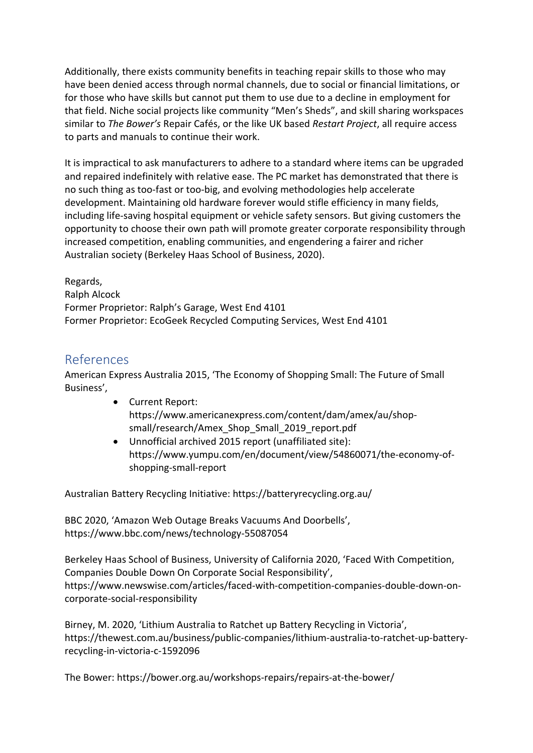Additionally, there exists community benefits in teaching repair skills to those who may have been denied access through normal channels, due to social or financial limitations, or for those who have skills but cannot put them to use due to a decline in employment for that field. Niche social projects like community "Men's Sheds", and skill sharing workspaces similar to *The Bower's* Repair Cafés, or the like UK based *Restart Project*, all require access to parts and manuals to continue their work.

It is impractical to ask manufacturers to adhere to a standard where items can be upgraded and repaired indefinitely with relative ease. The PC market has demonstrated that there is no such thing as too-fast or too-big, and evolving methodologies help accelerate development. Maintaining old hardware forever would stifle efficiency in many fields, including life-saving hospital equipment or vehicle safety sensors. But giving customers the opportunity to choose their own path will promote greater corporate responsibility through increased competition, enabling communities, and engendering a fairer and richer Australian society (Berkeley Haas School of Business, 2020).

Regards,
Ralph Alcock
Former Proprietor: Ralph's Garage, West End 4101
Former Proprietor: EcoGeek Recycled Computing Services, West End 4101

## References

American Express Australia 2015, 'The Economy of Shopping Small: The Future of Small Business',

- Current Report: https://www.americanexpress.com/content/dam/amex/au/shop-small/research/Amex_Shop_Small_2019_report.pdf
- Unnofficial archived 2015 report (unaffiliated site): https://www.yumpu.com/en/document/view/54860071/the-economy-of-shopping-small-report

Australian Battery Recycling Initiative: https://batteryrecycling.org.au/

BBC 2020, 'Amazon Web Outage Breaks Vacuums And Doorbells', https://www.bbc.com/news/technology-55087054

Berkeley Haas School of Business, University of California 2020, 'Faced With Competition, Companies Double Down On Corporate Social Responsibility', https://www.newswise.com/articles/faced-with-competition-companies-double-down-on-corporate-social-responsibility

Birney, M. 2020, 'Lithium Australia to Ratchet up Battery Recycling in Victoria', https://thewest.com.au/business/public-companies/lithium-australia-to-ratchet-up-battery-recycling-in-victoria-c-1592096

The Bower: https://bower.org.au/workshops-repairs/repairs-at-the-bower/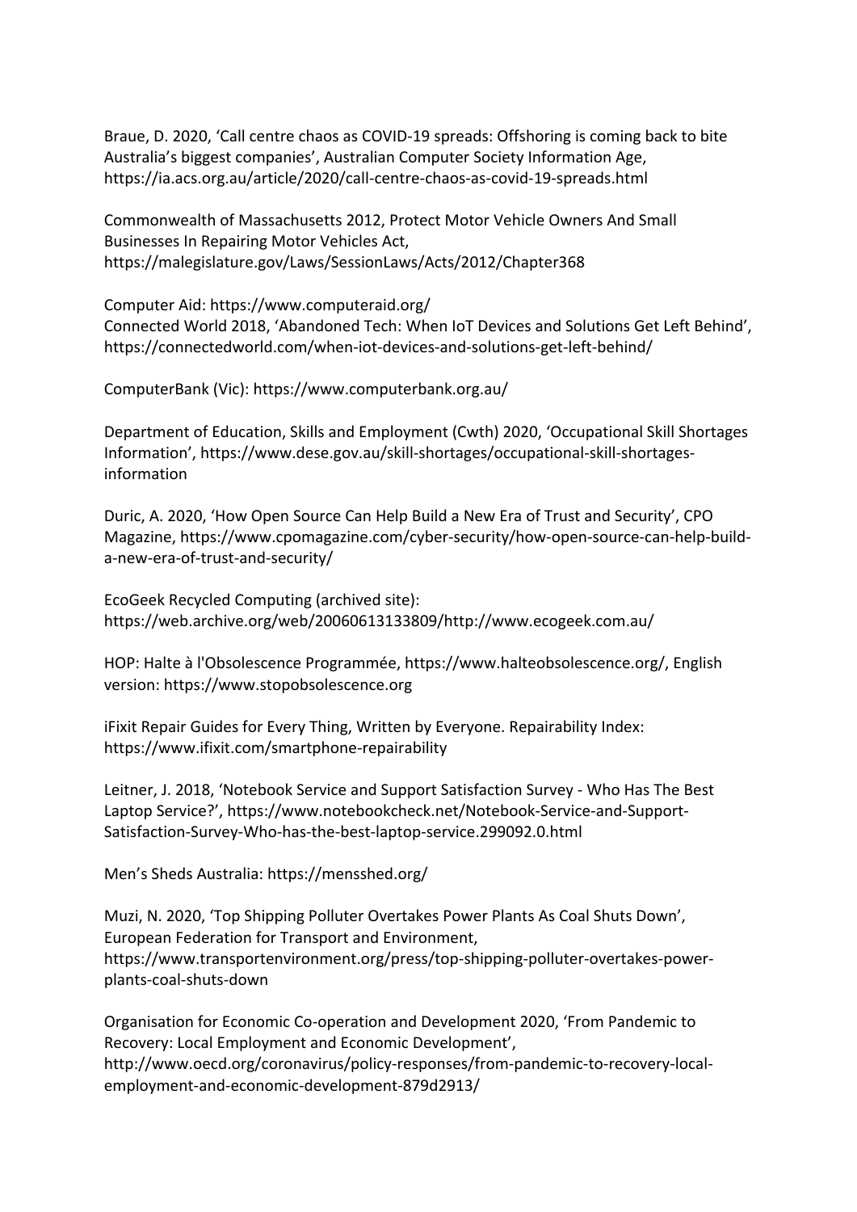Braue, D. 2020, 'Call centre chaos as COVID-19 spreads: Offshoring is coming back to bite Australia's biggest companies', Australian Computer Society Information Age, https://ia.acs.org.au/article/2020/call-centre-chaos-as-covid-19-spreads.html

Commonwealth of Massachusetts 2012, Protect Motor Vehicle Owners And Small Businesses In Repairing Motor Vehicles Act, https://malegislature.gov/Laws/SessionLaws/Acts/2012/Chapter368

Computer Aid: https://www.computeraid.org/
Connected World 2018, 'Abandoned Tech: When IoT Devices and Solutions Get Left Behind', https://connectedworld.com/when-iot-devices-and-solutions-get-left-behind/

ComputerBank (Vic): https://www.computerbank.org.au/

Department of Education, Skills and Employment (Cwth) 2020, 'Occupational Skill Shortages Information', https://www.dese.gov.au/skill-shortages/occupational-skill-shortages-information

Duric, A. 2020, 'How Open Source Can Help Build a New Era of Trust and Security', CPO Magazine, https://www.cpomagazine.com/cyber-security/how-open-source-can-help-build-a-new-era-of-trust-and-security/

EcoGeek Recycled Computing (archived site): https://web.archive.org/web/20060613133809/http://www.ecogeek.com.au/

HOP: Halte à l'Obsolescence Programmée, https://www.halteobsolescence.org/, English version: https://www.stopobsolescence.org

iFixit Repair Guides for Every Thing, Written by Everyone. Repairability Index: https://www.ifixit.com/smartphone-repairability

Leitner, J. 2018, 'Notebook Service and Support Satisfaction Survey - Who Has The Best Laptop Service?', https://www.notebookcheck.net/Notebook-Service-and-Support-Satisfaction-Survey-Who-has-the-best-laptop-service.299092.0.html

Men's Sheds Australia: https://mensshed.org/

Muzi, N. 2020, 'Top Shipping Polluter Overtakes Power Plants As Coal Shuts Down', European Federation for Transport and Environment, https://www.transportenvironment.org/press/top-shipping-polluter-overtakes-power-plants-coal-shuts-down

Organisation for Economic Co-operation and Development 2020, 'From Pandemic to Recovery: Local Employment and Economic Development', http://www.oecd.org/coronavirus/policy-responses/from-pandemic-to-recovery-local-employment-and-economic-development-879d2913/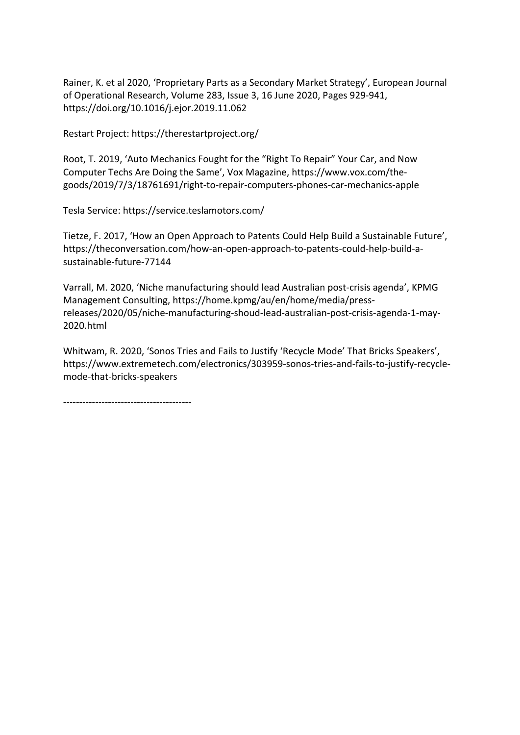Rainer, K. et al 2020, 'Proprietary Parts as a Secondary Market Strategy', European Journal of Operational Research, Volume 283, Issue 3, 16 June 2020, Pages 929-941, https://doi.org/10.1016/j.ejor.2019.11.062

Restart Project: https://therestartproject.org/

Root, T. 2019, 'Auto Mechanics Fought for the "Right To Repair" Your Car, and Now Computer Techs Are Doing the Same', Vox Magazine, https://www.vox.com/the-goods/2019/7/3/18761691/right-to-repair-computers-phones-car-mechanics-apple

Tesla Service: https://service.teslamotors.com/

Tietze, F. 2017, 'How an Open Approach to Patents Could Help Build a Sustainable Future', https://theconversation.com/how-an-open-approach-to-patents-could-help-build-a-sustainable-future-77144

Varrall, M. 2020, 'Niche manufacturing should lead Australian post-crisis agenda', KPMG Management Consulting, https://home.kpmg/au/en/home/media/press-releases/2020/05/niche-manufacturing-shoud-lead-australian-post-crisis-agenda-1-may-2020.html

Whitwam, R. 2020, 'Sonos Tries and Fails to Justify 'Recycle Mode' That Bricks Speakers', https://www.extremetech.com/electronics/303959-sonos-tries-and-fails-to-justify-recycle-mode-that-bricks-speakers

----------------------------------------